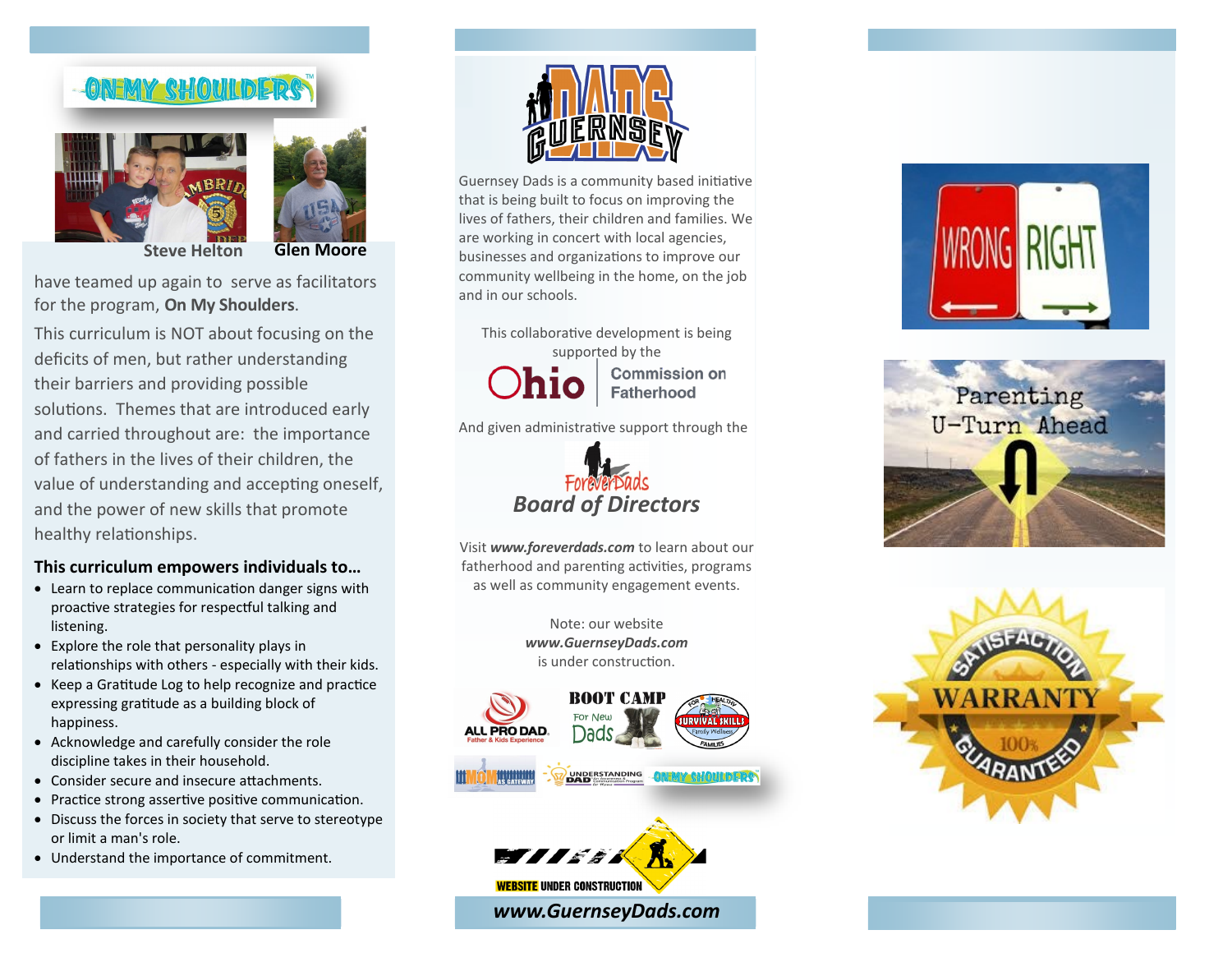ON MY SHOULDERS™

Steve Helton Glen Moore

have teamed up again to serve as facilitators for the program, **On My Shoulders**.

This curriculum is NOT about focusing on the deficits of men, but rather understanding their barriers and providing possible solutions. Themes that are introduced early and carried throughout are: the importance of fathers in the lives of their children, the value of understanding and accepting oneself, and the power of new skills that promote healthy relationships.

**This curriculum empowers individuals to…**

- Learn to replace communication danger signs with proactive strategies for respectful talking and listening.
- Explore the role that personality plays in relationships with others - especially with their kids.
- Keep a Gratitude Log to help recognize and practice expressing gratitude as a building block of happiness.
- Acknowledge and carefully consider the role discipline takes in their household.
- Consider secure and insecure attachments.
- Practice strong assertive positive communication.
- Discuss the forces in society that serve to stereotype or limit a man's role.
- Understand the importance of commitment.

# GUERNSEY DADS

Guernsey Dads is a community based initiative that is being built to focus on improving the lives of fathers, their children and families. We are working in concert with local agencies, businesses and organizations to improve our community wellbeing in the home, on the job and in our schools.

This collaborative development is being supported by the

Ohio | Commission on Fatherhood

And given administrative support through the

ForeverDads
***Board of Directors***

Visit ***www.foreverdads.com*** to learn about our fatherhood and parenting activities, programs as well as community engagement events.

Note: our website
***www.GuernseyDads.com***
is under construction.

ALL PRO DAD. Father & Kids Experience

BOOT CAMP For New Dads

FOR HEALTHY SURVIVAL SKILLS Family Wellness FAMILIES

MOM AS GATEWAY

UNDERSTANDING DAD

ON MY SHOULDERS

WEBSITE UNDER CONSTRUCTION

***www.GuernseyDads.com***

WRONG RIGHT

Parenting U-Turn Ahead

SATISFACTION WARRANTY 100% GUARANTEED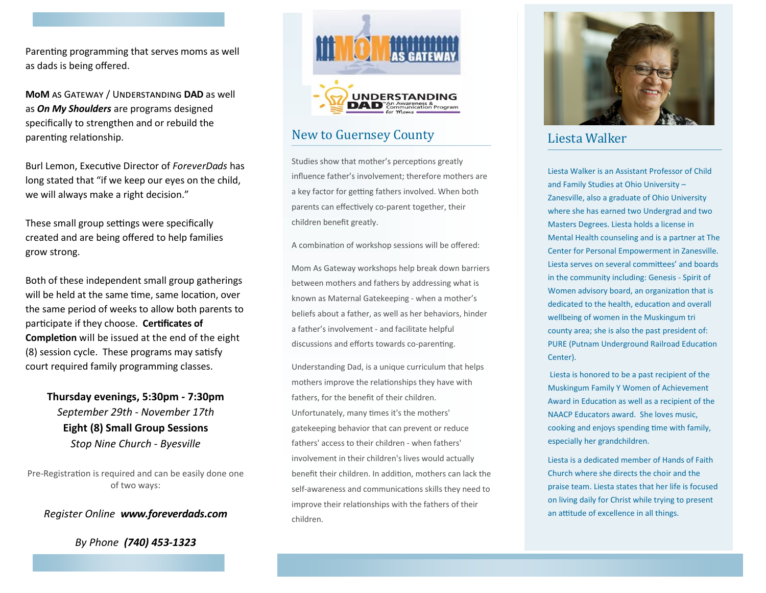Parenting programming that serves moms as well as dads is being offered.

**MoM** As Gateway / Understanding **DAD** as well as ***On My Shoulders*** are programs designed specifically to strengthen and or rebuild the parenting relationship.

Burl Lemon, Executive Director of *ForeverDads* has long stated that "if we keep our eyes on the child, we will always make a right decision."

These small group settings were specifically created and are being offered to help families grow strong.

Both of these independent small group gatherings will be held at the same time, same location, over the same period of weeks to allow both parents to participate if they choose. **Certificates of Completion** will be issued at the end of the eight (8) session cycle. These programs may satisfy court required family programming classes.

**Thursday evenings, 5:30pm - 7:30pm**
*September 29th - November 17th*
**Eight (8) Small Group Sessions**
*Stop Nine Church - Byesville*

Pre-Registration is required and can be easily done one of two ways:

*Register Online* ***www.foreverdads.com***

*By Phone* ***(740) 453-1323***

MOM AS GATEWAY

UNDERSTANDING DAD An Awareness & Communication Program for Moms

## New to Guernsey County

Studies show that mother's perceptions greatly influence father's involvement; therefore mothers are a key factor for getting fathers involved. When both parents can effectively co-parent together, their children benefit greatly.

A combination of workshop sessions will be offered:

Mom As Gateway workshops help break down barriers between mothers and fathers by addressing what is known as Maternal Gatekeeping - when a mother's beliefs about a father, as well as her behaviors, hinder a father's involvement - and facilitate helpful discussions and efforts towards co-parenting.

Understanding Dad, is a unique curriculum that helps mothers improve the relationships they have with fathers, for the benefit of their children. Unfortunately, many times it's the mothers' gatekeeping behavior that can prevent or reduce fathers' access to their children - when fathers' involvement in their children's lives would actually benefit their children. In addition, mothers can lack the self-awareness and communications skills they need to improve their relationships with the fathers of their children.

## Liesta Walker

Liesta Walker is an Assistant Professor of Child and Family Studies at Ohio University – Zanesville, also a graduate of Ohio University where she has earned two Undergrad and two Masters Degrees. Liesta holds a license in Mental Health counseling and is a partner at The Center for Personal Empowerment in Zanesville. Liesta serves on several committees' and boards in the community including: Genesis - Spirit of Women advisory board, an organization that is dedicated to the health, education and overall wellbeing of women in the Muskingum tri county area; she is also the past president of: PURE (Putnam Underground Railroad Education Center).

Liesta is honored to be a past recipient of the Muskingum Family Y Women of Achievement Award in Education as well as a recipient of the NAACP Educators award. She loves music, cooking and enjoys spending time with family, especially her grandchildren.

Liesta is a dedicated member of Hands of Faith Church where she directs the choir and the praise team. Liesta states that her life is focused on living daily for Christ while trying to present an attitude of excellence in all things.